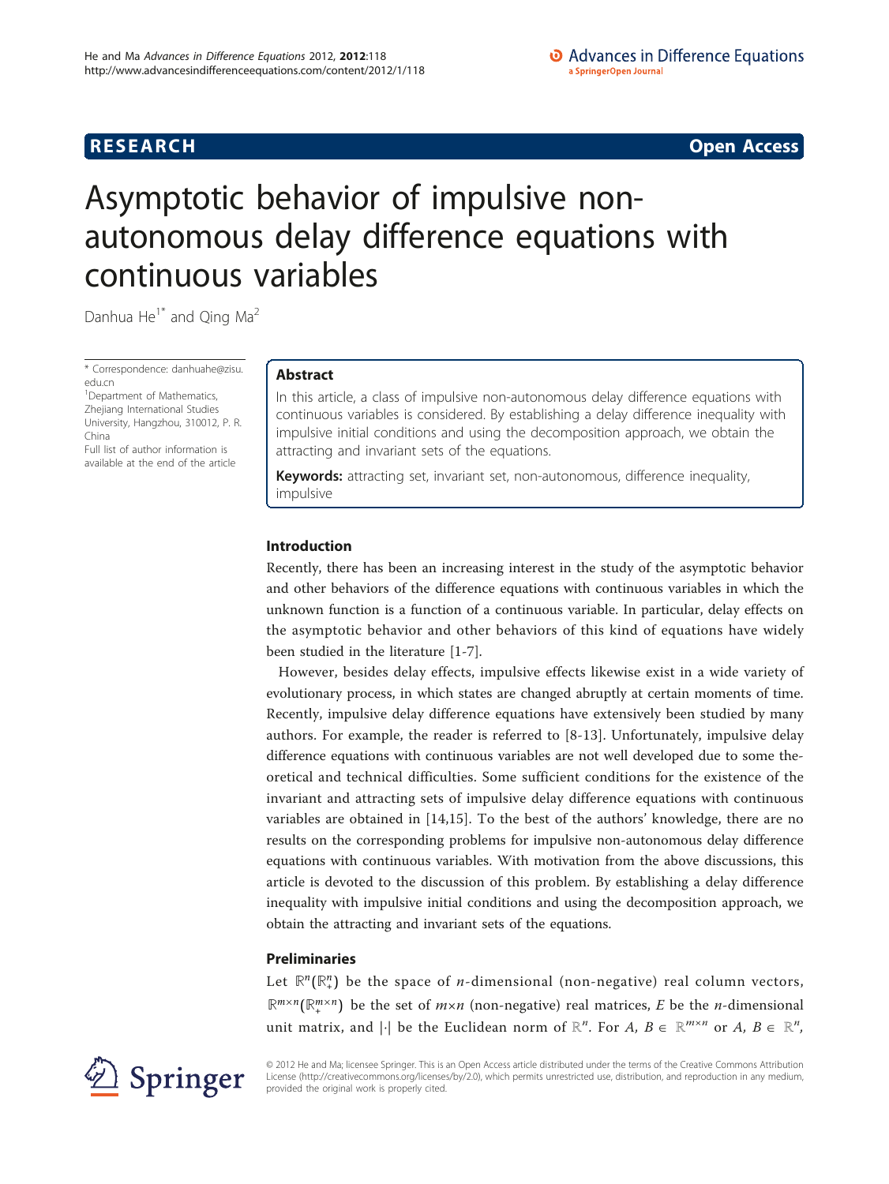RESEARCH Open Access

# Asymptotic behavior of impulsive non-autonomous delay difference equations with continuous variables

Danhua He[1*] and Qing Ma[2]

\* Correspondence: danhuahe@zisu.edu.cn
[1]Department of Mathematics, Zhejiang International Studies University, Hangzhou, 310012, P. R. China
Full list of author information is available at the end of the article

## Abstract

In this article, a class of impulsive non-autonomous delay difference equations with continuous variables is considered. By establishing a delay difference inequality with impulsive initial conditions and using the decomposition approach, we obtain the attracting and invariant sets of the equations.

**Keywords:** attracting set, invariant set, non-autonomous, difference inequality, impulsive

## Introduction

Recently, there has been an increasing interest in the study of the asymptotic behavior and other behaviors of the difference equations with continuous variables in which the unknown function is a function of a continuous variable. In particular, delay effects on the asymptotic behavior and other behaviors of this kind of equations have widely been studied in the literature [1-7].

However, besides delay effects, impulsive effects likewise exist in a wide variety of evolutionary process, in which states are changed abruptly at certain moments of time. Recently, impulsive delay difference equations have extensively been studied by many authors. For example, the reader is referred to [8-13]. Unfortunately, impulsive delay difference equations with continuous variables are not well developed due to some theoretical and technical difficulties. Some sufficient conditions for the existence of the invariant and attracting sets of impulsive delay difference equations with continuous variables are obtained in [14,15]. To the best of the authors' knowledge, there are no results on the corresponding problems for impulsive non-autonomous delay difference equations with continuous variables. With motivation from the above discussions, this article is devoted to the discussion of this problem. By establishing a delay difference inequality with impulsive initial conditions and using the decomposition approach, we obtain the attracting and invariant sets of the equations.

## Preliminaries

Let $\mathbb{R}^n(\mathbb{R}^n_+)$ be the space of $n$-dimensional (non-negative) real column vectors, $\mathbb{R}^{m\times n}(\mathbb{R}^{m\times n}_+)$ be the set of $m\times n$ (non-negative) real matrices, $E$ be the $n$-dimensional unit matrix, and $|\cdot|$ be the Euclidean norm of $\mathbb{R}^n$. For $A, B \in \mathbb{R}^{m\times n}$ or $A, B \in \mathbb{R}^n$,

© 2012 He and Ma; licensee Springer. This is an Open Access article distributed under the terms of the Creative Commons Attribution License (http://creativecommons.org/licenses/by/2.0), which permits unrestricted use, distribution, and reproduction in any medium, provided the original work is properly cited.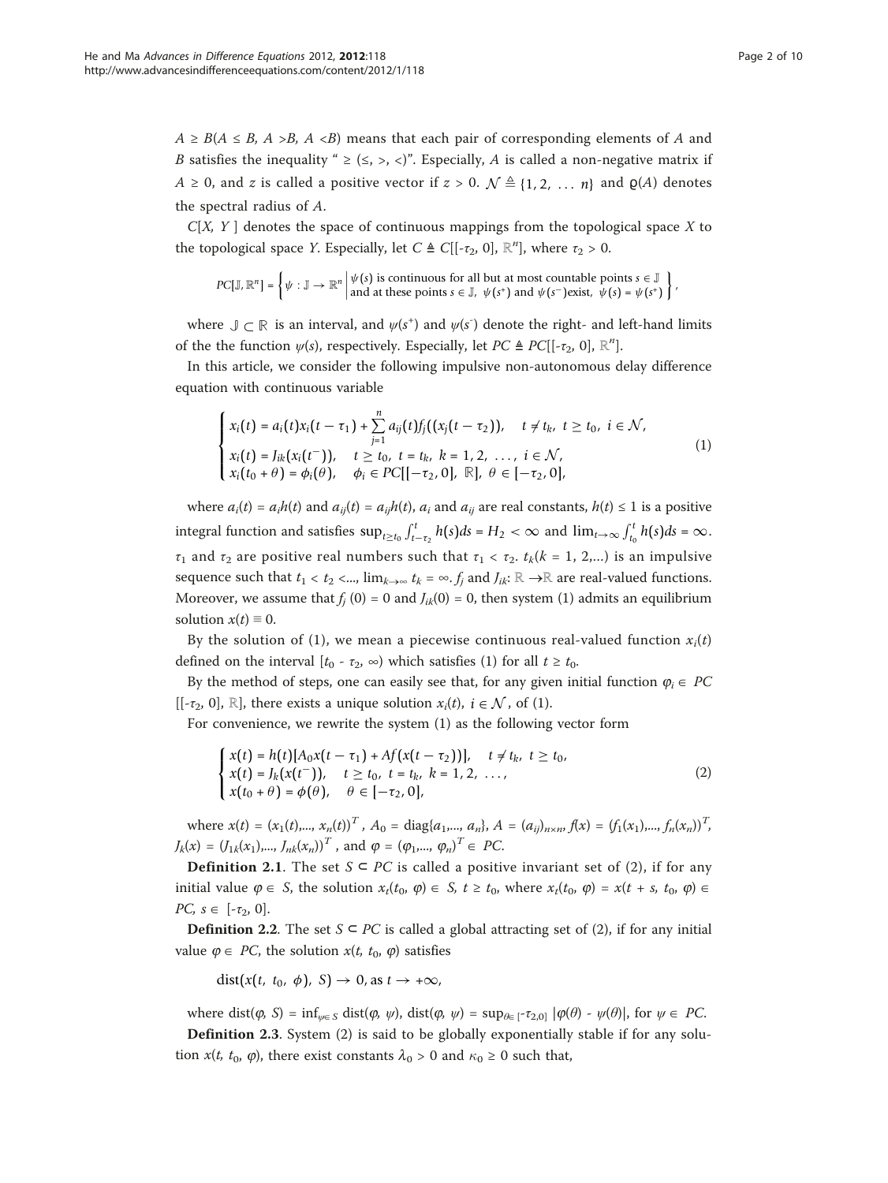$A \geq B (A \leq B, A > B, A < B)$ means that each pair of corresponding elements of $A$ and $B$ satisfies the inequality " $\geq (\leq, >, <)$". Especially, $A$ is called a non-negative matrix if $A \geq 0$, and $z$ is called a positive vector if $z > 0$. $\mathcal{N} \triangleq \{1, 2, \ldots n\}$ and $\varrho(A)$ denotes the spectral radius of $A$.

$C[X, Y]$ denotes the space of continuous mappings from the topological space $X$ to the topological space $Y$. Especially, let $C \triangleq C[[-\tau_2, 0], \mathbb{R}^n]$, where $\tau_2 > 0$.

$$PC[\mathbb{J}, \mathbb{R}^n] = \left\{ \psi : \mathbb{J} \to \mathbb{R}^n \,\middle|\, \begin{array}{l} \psi(s) \text{ is continuous for all but at most countable points } s \in \mathbb{J} \\ \text{and at these points } s \in \mathbb{J},\ \psi(s^+) \text{ and } \psi(s^-) \text{exist},\ \psi(s) = \psi(s^+) \end{array} \right\},$$

where $\mathbb{J} \subset \mathbb{R}$ is an interval, and $\psi(s^+)$ and $\psi(s^-)$ denote the right- and left-hand limits of the the function $\psi(s)$, respectively. Especially, let $PC \triangleq PC[[-\tau_2, 0], \mathbb{R}^n]$.

In this article, we consider the following impulsive non-autonomous delay difference equation with continuous variable

$$\begin{cases} x_i(t) = a_i(t) x_i(t - \tau_1) + \sum_{j=1}^{n} a_{ij}(t) f_j((x_j(t - \tau_2)), & t \neq t_k,\ t \geq t_0,\ i \in \mathcal{N}, \\ x_i(t) = J_{ik}(x_i(t^-)), & t \geq t_0,\ t = t_k,\ k = 1, 2, \ldots,\ i \in \mathcal{N}, \\ x_i(t_0 + \theta) = \phi_i(\theta), & \phi_i \in PC[[-\tau_2, 0],\ \mathbb{R}],\ \theta \in [-\tau_2, 0], \end{cases} \tag{1}$$

where $a_i(t) = a_i h(t)$ and $a_{ij}(t) = a_{ij} h(t)$, $a_i$ and $a_{ij}$ are real constants, $h(t) \leq 1$ is a positive integral function and satisfies $\sup_{t \geq t_0} \int_{t-\tau_2}^{t} h(s) ds = H_2 < \infty$ and $\lim_{t \to \infty} \int_{t_0}^{t} h(s) ds = \infty$. $\tau_1$ and $\tau_2$ are positive real numbers such that $\tau_1 < \tau_2$. $t_k (k = 1, 2, \ldots)$ is an impulsive sequence such that $t_1 < t_2 < \ldots$, $\lim_{k \to \infty} t_k = \infty$. $f_j$ and $J_{ik}$: $\mathbb{R} \to \mathbb{R}$ are real-valued functions. Moreover, we assume that $f_j(0) = 0$ and $J_{ik}(0) = 0$, then system (1) admits an equilibrium solution $x(t) \equiv 0$.

By the solution of (1), we mean a piecewise continuous real-valued function $x_i(t)$ defined on the interval $[t_0 - \tau_2, \infty)$ which satisfies (1) for all $t \geq t_0$.

By the method of steps, one can easily see that, for any given initial function $\varphi_i \in PC[[-\tau_2, 0], \mathbb{R}]$, there exists a unique solution $x_i(t)$, $i \in \mathcal{N}$, of (1).

For convenience, we rewrite the system (1) as the following vector form

$$\begin{cases} x(t) = h(t)[A_0 x(t - \tau_1) + A f(x(t - \tau_2))], & t \neq t_k,\ t \geq t_0, \\ x(t) = J_k(x(t^-)), & t \geq t_0,\ t = t_k,\ k = 1, 2, \ldots, \\ x(t_0 + \theta) = \phi(\theta), & \theta \in [-\tau_2, 0], \end{cases} \tag{2}$$

where $x(t) = (x_1(t), \ldots, x_n(t))^T$, $A_0 = \mathrm{diag}\{a_1, \ldots, a_n\}$, $A = (a_{ij})_{n \times n}$, $f(x) = (f_1(x_1), \ldots, f_n(x_n))^T$, $J_k(x) = (J_{1k}(x_1), \ldots, J_{nk}(x_n))^T$, and $\varphi = (\varphi_1, \ldots, \varphi_n)^T \in PC$.

**Definition 2.1**. The set $S \subset PC$ is called a positive invariant set of (2), if for any initial value $\varphi \in S$, the solution $x_t(t_0, \varphi) \in S$, $t \geq t_0$, where $x_t(t_0, \varphi) = x(t + s, t_0, \varphi) \in PC$, $s \in [-\tau_2, 0]$.

**Definition 2.2**. The set $S \subset PC$ is called a global attracting set of (2), if for any initial value $\varphi \in PC$, the solution $x(t, t_0, \varphi)$ satisfies

$$\mathrm{dist}(x(t, t_0, \phi), S) \to 0, \text{ as } t \to +\infty,$$

where $\mathrm{dist}(\varphi, S) = \inf_{\psi \in S} \mathrm{dist}(\varphi, \psi)$, $\mathrm{dist}(\varphi, \psi) = \sup_{\theta \in [-\tau_{2}, 0]} |\varphi(\theta) - \psi(\theta)|$, for $\psi \in PC$.

**Definition 2.3**. System (2) is said to be globally exponentially stable if for any solution $x(t, t_0, \varphi)$, there exist constants $\lambda_0 > 0$ and $\kappa_0 \geq 0$ such that,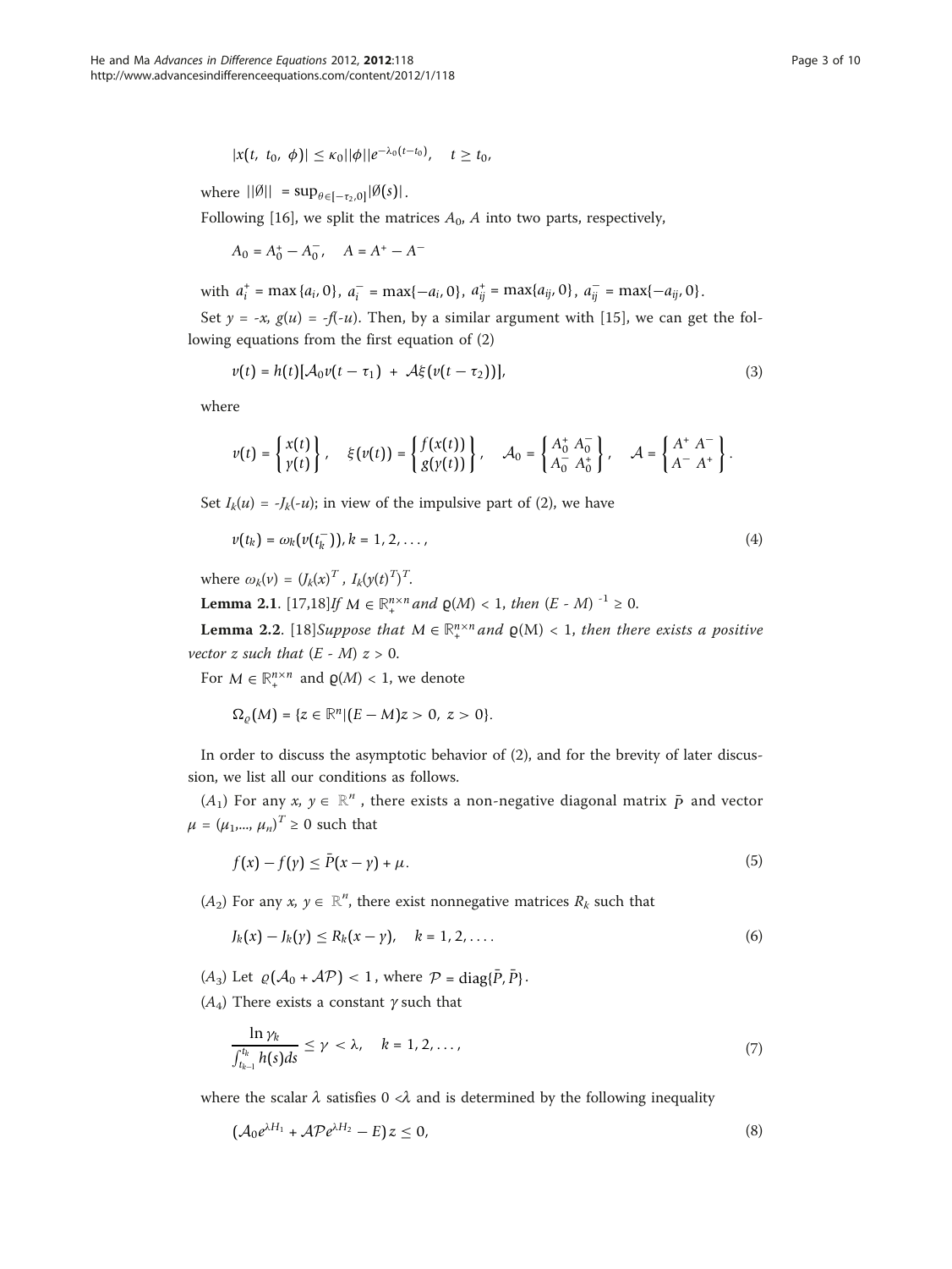$$|x(t,\ t_0,\ \phi)| \leq \kappa_0||\phi||e^{-\lambda_0(t-t_0)}, \quad t \geq t_0,$$

where $||\emptyset|| = \sup_{\theta\in[-\tau_2,0]}|\emptyset(s)|$.

Following [16], we split the matrices $A_0$, $A$ into two parts, respectively,

$$A_0 = A_0^+ - A_0^-, \quad A = A^+ - A^-$$

with $a_i^+ = \max\{a_i, 0\}$, $a_i^- = \max\{-a_i, 0\}$, $a_{ij}^+ = \max\{a_{ij}, 0\}$, $a_{ij}^- = \max\{-a_{ij}, 0\}$.

Set $y = -x$, $g(u) = -f(-u)$. Then, by a similar argument with [15], we can get the following equations from the first equation of (2)

$$v(t) = h(t)[\mathcal{A}_0 v(t-\tau_1) + \mathcal{A}\xi(v(t-\tau_2))], \tag{3}$$

where

$$v(t) = \begin{Bmatrix} x(t) \\ y(t) \end{Bmatrix}, \quad \xi(v(t)) = \begin{Bmatrix} f(x(t)) \\ g(y(t)) \end{Bmatrix}, \quad \mathcal{A}_0 = \begin{Bmatrix} A_0^+ & A_0^- \\ A_0^- & A_0^+ \end{Bmatrix}, \quad \mathcal{A} = \begin{Bmatrix} A^+ & A^- \\ A^- & A^+ \end{Bmatrix}.$$

Set $I_k(u) = -J_k(-u)$; in view of the impulsive part of (2), we have

$$v(t_k) = \omega_k(v(t_k^-)), k = 1, 2, \ldots, \tag{4}$$

where $\omega_k(v) = (J_k(x)^T,\ I_k(y(t)^T)^T$.

**Lemma 2.1**. [17,18]*If $M \in \mathbb{R}_+^{n\times n}$ and $\varrho(M) < 1$, then $(E - M)^{-1} \geq 0$.*

**Lemma 2.2**. [18]*Suppose that $M \in \mathbb{R}_+^{n\times n}$ and $\varrho(M) < 1$, then there exists a positive vector $z$ such that $(E - M)z > 0$.*

For $M \in \mathbb{R}_+^{n\times n}$ and $\varrho(M) < 1$, we denote

$$\Omega_\varrho(M) = \{z \in \mathbb{R}^n | (E - M)z > 0,\ z > 0\}.$$

In order to discuss the asymptotic behavior of (2), and for the brevity of later discussion, we list all our conditions as follows.

$(A_1)$ For any $x$, $y \in \mathbb{R}^n$, there exists a non-negative diagonal matrix $\bar{P}$ and vector $\mu = (\mu_1, \ldots, \mu_n)^T \geq 0$ such that

$$f(x) - f(y) \leq \bar{P}(x - y) + \mu. \tag{5}$$

$(A_2)$ For any $x$, $y \in \mathbb{R}^n$, there exist nonnegative matrices $R_k$ such that

$$J_k(x) - J_k(y) \leq R_k(x - y), \quad k = 1, 2, \ldots. \tag{6}$$

$(A_3)$ Let $\varrho(\mathcal{A}_0 + \mathcal{A}\mathcal{P}) < 1$, where $\mathcal{P} = \mathrm{diag}\{\bar{P}, \bar{P}\}$.

$(A_4)$ There exists a constant $\gamma$ such that

$$\frac{\ln \gamma_k}{\int_{t_{k-1}}^{t_k} h(s)ds} \leq \gamma < \lambda, \quad k = 1, 2, \ldots, \tag{7}$$

where the scalar $\lambda$ satisfies $0 < \lambda$ and is determined by the following inequality

$$(\mathcal{A}_0 e^{\lambda H_1} + \mathcal{A}\mathcal{P}e^{\lambda H_2} - E)z \leq 0, \tag{8}$$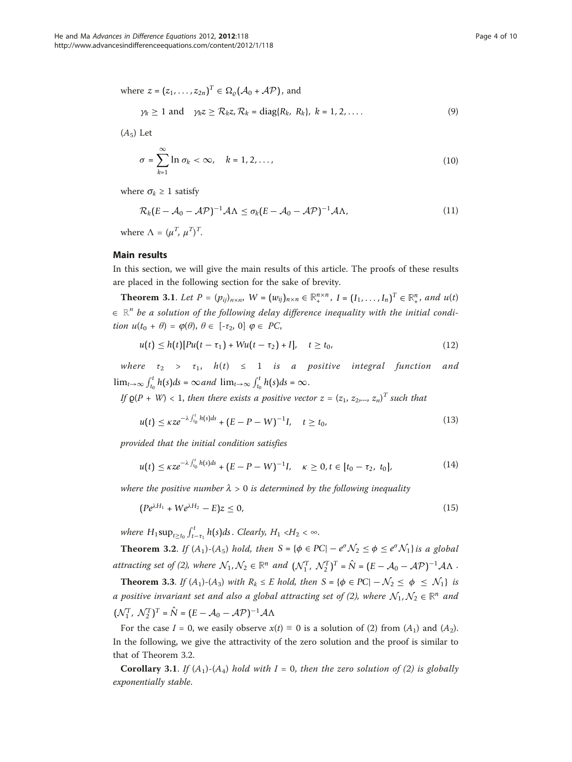where $z = (z_1, \ldots, z_{2n})^T \in \Omega_\varrho(\mathcal{A}_0 + \mathcal{A}\mathcal{P})$, and

$$\gamma_k \geq 1 \text{ and } \quad \gamma_k z \geq \mathcal{R}_k z, \mathcal{R}_k = \text{diag}\{R_k, R_k\}, \; k = 1, 2, \ldots. \tag{9}$$

$(A_5)$ Let

$$\sigma = \sum_{k=1}^{\infty} \ln \sigma_k < \infty, \quad k = 1, 2, \ldots, \tag{10}$$

where $\sigma_k \geq 1$ satisfy

$$\mathcal{R}_k(E - \mathcal{A}_0 - \mathcal{A}\mathcal{P})^{-1}\mathcal{A}\Lambda \leq \sigma_k(E - \mathcal{A}_0 - \mathcal{A}\mathcal{P})^{-1}\mathcal{A}\Lambda, \tag{11}$$

where $\Lambda = (\mu^T, \mu^T)^T$.

## Main results

In this section, we will give the main results of this article. The proofs of these results are placed in the following section for the sake of brevity.

**Theorem 3.1**. *Let $P = (p_{ij})_{n\times n}$, $W = (w_{ij})_{n\times n} \in \mathbb{R}_+^{n\times n}$, $I = (I_1, \ldots, I_n)^T \in \mathbb{R}_+^n$, and $u(t) \in \mathbb{R}^n$ be a solution of the following delay difference inequality with the initial condition $u(t_0 + \theta) = \varphi(\theta)$, $\theta \in [-\tau_2, 0]$ $\varphi \in PC$,*

$$u(t) \leq h(t)[Pu(t - \tau_1) + Wu(t - \tau_2) + I], \quad t \geq t_0, \tag{12}$$

*where $\tau_2 > \tau_1$, $h(t) \leq 1$ is a positive integral function and $\lim_{t\to\infty} \int_{t_0}^{t} h(s)ds = \infty$ and $\lim_{t\to\infty} \int_{t_0}^{t} h(s)ds = \infty$.*

*If $\varrho(P + W) < 1$, then there exists a positive vector $z = (z_1, z_2, \ldots, z_n)^T$ such that*

$$u(t) \leq \kappa z e^{-\lambda \int_{t_0}^{t} h(s)ds} + (E - P - W)^{-1}I, \quad t \geq t_0, \tag{13}$$

*provided that the initial condition satisfies*

$$u(t) \leq \kappa z e^{-\lambda \int_{t_0}^{t} h(s)ds} + (E - P - W)^{-1}I, \quad \kappa \geq 0, t \in [t_0 - \tau_2, \; t_0], \tag{14}$$

*where the positive number $\lambda > 0$ is determined by the following inequality*

$$(Pe^{\lambda H_1} + We^{\lambda H_2} - E)z \leq 0, \tag{15}$$

*where $H_1 \sup_{t\geq t_0} \int_{t-\tau_1}^{t} h(s)ds$. Clearly, $H_1 < H_2 < \infty$.*

**Theorem 3.2**. *If $(A_1)$-$(A_5)$ hold, then $S = \{\phi \in PC | -e^{\sigma}\mathcal{N}_2 \leq \phi \leq e^{\sigma}\mathcal{N}_1\}$ is a global attracting set of (2), where $\mathcal{N}_1, \mathcal{N}_2 \in \mathbb{R}^n$ and $(\mathcal{N}_1^T, \; \mathcal{N}_2^T)^T = \hat{N} = (E - \mathcal{A}_0 - \mathcal{A}\mathcal{P})^{-1}\mathcal{A}\Lambda$.*

**Theorem 3.3**. *If $(A_1)$-$(A_3)$ with $R_k \leq E$ hold, then $S = \{\phi \in PC | -\mathcal{N}_2 \leq \phi \leq \mathcal{N}_1\}$ is a positive invariant set and also a global attracting set of (2), where $\mathcal{N}_1, \mathcal{N}_2 \in \mathbb{R}^n$ and $(\mathcal{N}_1^T, \; \mathcal{N}_2^T)^T = \hat{N} = (E - \mathcal{A}_0 - \mathcal{A}\mathcal{P})^{-1}\mathcal{A}\Lambda$*

For the case $I = 0$, we easily observe $x(t) \equiv 0$ is a solution of (2) from $(A_1)$ and $(A_2)$. In the following, we give the attractivity of the zero solution and the proof is similar to that of Theorem 3.2.

**Corollary 3.1**. *If $(A_1)$-$(A_4)$ hold with $I = 0$, then the zero solution of (2) is globally exponentially stable.*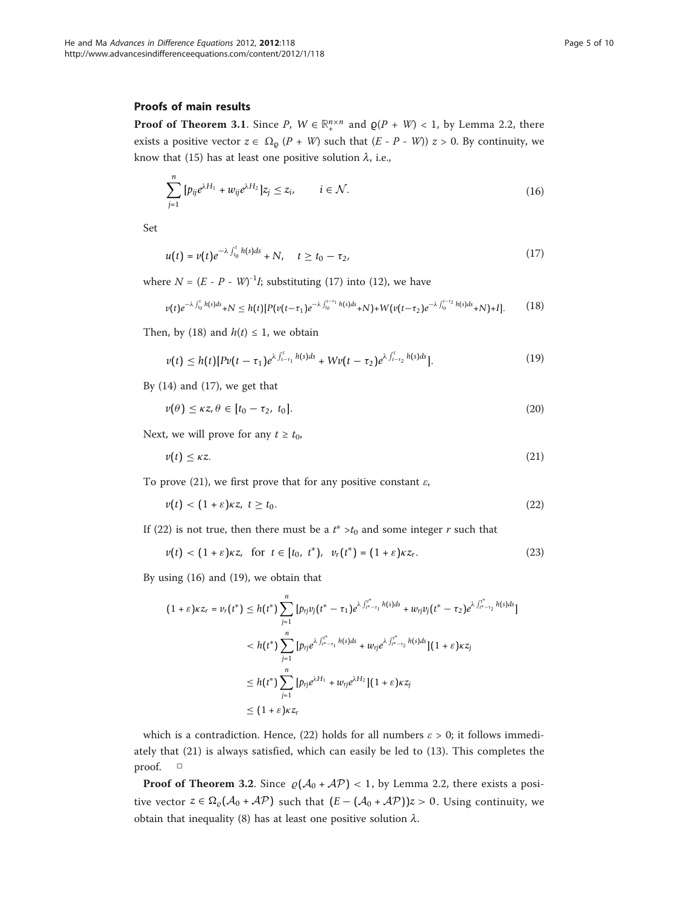## Proofs of main results

**Proof of Theorem 3.1**. Since $P$, $W \in \mathbb{R}_{+}^{n\times n}$ and $\varrho(P + W) < 1$, by Lemma 2.2, there exists a positive vector $z \in \Omega_{\varrho}(P + W)$ such that $(E - P - W))\, z > 0$. By continuity, we know that (15) has at least one positive solution $\lambda$, i.e.,

$$\sum_{j=1}^{n} [p_{ij}e^{\lambda H_1} + w_{ij}e^{\lambda H_2}]z_j \leq z_i, \qquad i \in \mathcal{N}. \tag{16}$$

Set

$$u(t) = v(t)e^{-\lambda \int_{t_0}^{t} h(s)ds} + N, \quad t \geq t_0 - \tau_2, \tag{17}$$

where $N = (E - P - W)^{-1}I$; substituting (17) into (12), we have

$$v(t)e^{-\lambda \int_{t_0}^{t} h(s)ds} + N \leq h(t)[P(v(t-\tau_1)e^{-\lambda \int_{t_0}^{t-\tau_1} h(s)ds} + N) + W(v(t-\tau_2)e^{-\lambda \int_{t_0}^{t-\tau_2} h(s)ds} + N) + I]. \tag{18}$$

Then, by (18) and $h(t) \leq 1$, we obtain

$$v(t) \leq h(t)[Pv(t-\tau_1)e^{\lambda \int_{t-\tau_1}^{t} h(s)ds} + Wv(t-\tau_2)e^{\lambda \int_{t-\tau_2}^{t} h(s)ds}]. \tag{19}$$

By (14) and (17), we get that

$$v(\theta) \leq \kappa z, \theta \in [t_0 - \tau_2,\ t_0]. \tag{20}$$

Next, we will prove for any $t \geq t_0$,

$$v(t) \leq \kappa z. \tag{21}$$

To prove (21), we first prove that for any positive constant $\varepsilon$,

$$v(t) < (1+\varepsilon)\kappa z,\ t \geq t_0. \tag{22}$$

If (22) is not true, then there must be a $t^* > t_0$ and some integer $r$ such that

$$v(t) < (1+\varepsilon)\kappa z, \ \text{ for } \ t \in [t_0,\ t^*), \ \ v_r(t^*) = (1+\varepsilon)\kappa z_r. \tag{23}$$

By using (16) and (19), we obtain that

$$\begin{aligned}
(1+\varepsilon)\kappa z_r = v_r(t^*) &\leq h(t^*)\sum_{j=1}^{n} [p_{rj}v_j(t^* - \tau_1)e^{\lambda \int_{t^*-\tau_1}^{t^*} h(s)ds} + w_{rj}v_j(t^* - \tau_2)e^{\lambda \int_{t^*-\tau_2}^{t^*} h(s)ds}] \\
&< h(t^*)\sum_{j=1}^{n} [p_{rj}e^{\lambda \int_{t^*-\tau_1}^{t^*} h(s)ds} + w_{rj}e^{\lambda \int_{t^*-\tau_2}^{t^*} h(s)ds}](1+\varepsilon)\kappa z_j \\
&\leq h(t^*)\sum_{j=1}^{n} [p_{rj}e^{\lambda H_1} + w_{rj}e^{\lambda H_2}](1+\varepsilon)\kappa z_j \\
&\leq (1+\varepsilon)\kappa z_r
\end{aligned}$$

which is a contradiction. Hence, (22) holds for all numbers $\varepsilon > 0$; it follows immediately that (21) is always satisfied, which can easily be led to (13). This completes the proof. □

**Proof of Theorem 3.2**. Since $\varrho(\mathcal{A}_0 + \mathcal{AP}) < 1$, by Lemma 2.2, there exists a positive vector $z \in \Omega_{\varrho}(\mathcal{A}_0 + \mathcal{AP})$ such that $(E - (\mathcal{A}_0 + \mathcal{AP}))z > 0$. Using continuity, we obtain that inequality (8) has at least one positive solution $\lambda$.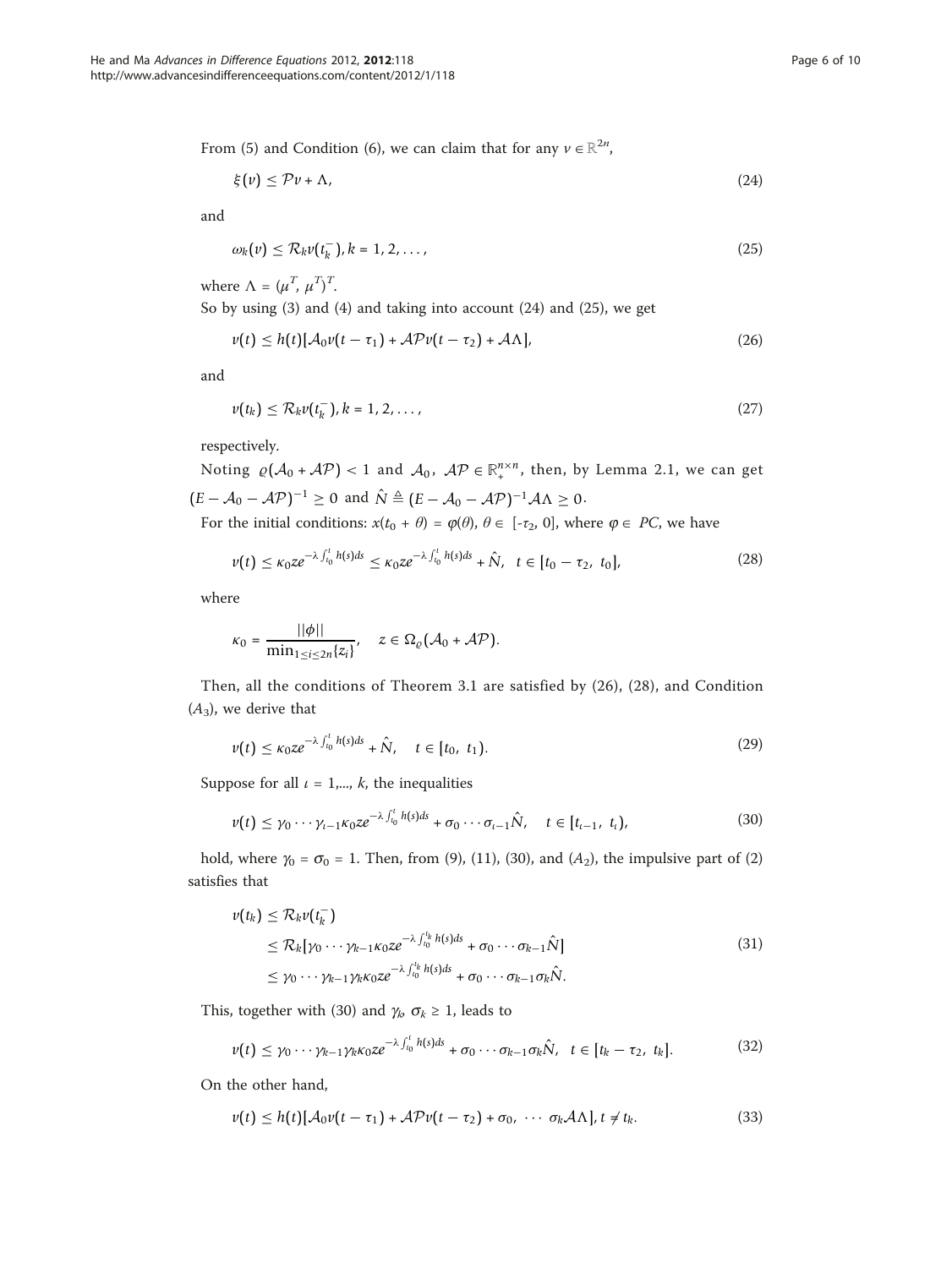From (5) and Condition (6), we can claim that for any $v \in \mathbb{R}^{2n}$,

$$\xi(v) \leq \mathcal{P}v + \Lambda, \tag{24}$$

and

$$\omega_k(v) \leq \mathcal{R}_k v(t_k^-), k = 1, 2, \ldots, \tag{25}$$

where $\Lambda = (\mu^T, \mu^T)^T$.

So by using (3) and (4) and taking into account (24) and (25), we get

$$v(t) \leq h(t)[\mathcal{A}_0 v(t-\tau_1) + \mathcal{AP}v(t-\tau_2) + \mathcal{A}\Lambda], \tag{26}$$

and

$$v(t_k) \leq \mathcal{R}_k v(t_k^-), k = 1, 2, \ldots, \tag{27}$$

respectively.

Noting $\varrho(\mathcal{A}_0 + \mathcal{AP}) < 1$ and $\mathcal{A}_0,\ \mathcal{AP} \in \mathbb{R}_+^{n\times n}$, then, by Lemma 2.1, we can get $(E - \mathcal{A}_0 - \mathcal{AP})^{-1} \geq 0$ and $\hat{N} \triangleq (E - \mathcal{A}_0 - \mathcal{AP})^{-1}\mathcal{A}\Lambda \geq 0$.

For the initial conditions: $x(t_0 + \theta) = \varphi(\theta)$, $\theta \in [-\tau_2, 0]$, where $\varphi \in PC$, we have

$$v(t) \leq \kappa_0 z e^{-\lambda \int_{t_0}^t h(s)ds} \leq \kappa_0 z e^{-\lambda \int_{t_0}^t h(s)ds} + \hat{N}, \quad t \in [t_0 - \tau_2,\ t_0], \tag{28}$$

where

$$\kappa_0 = \frac{||\phi||}{\min_{1\leq i\leq 2n}\{z_i\}}, \quad z \in \Omega_\varrho(\mathcal{A}_0 + \mathcal{AP}).$$

Then, all the conditions of Theorem 3.1 are satisfied by (26), (28), and Condition $(A_3)$, we derive that

$$v(t) \leq \kappa_0 z e^{-\lambda \int_{t_0}^t h(s)ds} + \hat{N}, \quad t \in [t_0,\ t_1). \tag{29}$$

Suppose for all $\iota = 1, \ldots, k$, the inequalities

$$v(t) \leq \gamma_0 \cdots \gamma_{\iota-1}\kappa_0 z e^{-\lambda \int_{t_0}^t h(s)ds} + \sigma_0 \cdots \sigma_{\iota-1}\hat{N}, \quad t \in [t_{\iota-1},\ t_\iota), \tag{30}$$

hold, where $\gamma_0 = \sigma_0 = 1$. Then, from (9), (11), (30), and $(A_2)$, the impulsive part of (2) satisfies that

$$\begin{aligned} v(t_k) &\leq \mathcal{R}_k v(t_k^-) \\ &\leq \mathcal{R}_k[\gamma_0 \cdots \gamma_{k-1}\kappa_0 z e^{-\lambda \int_{t_0}^{t_k} h(s)ds} + \sigma_0 \cdots \sigma_{k-1}\hat{N}] \\ &\leq \gamma_0 \cdots \gamma_{k-1}\gamma_k \kappa_0 z e^{-\lambda \int_{t_0}^{t_k} h(s)ds} + \sigma_0 \cdots \sigma_{k-1}\sigma_k \hat{N}. \end{aligned} \tag{31}$$

This, together with (30) and $\gamma_k$, $\sigma_k \geq 1$, leads to

$$v(t) \leq \gamma_0 \cdots \gamma_{k-1}\gamma_k \kappa_0 z e^{-\lambda \int_{t_0}^t h(s)ds} + \sigma_0 \cdots \sigma_{k-1}\sigma_k \hat{N}, \quad t \in [t_k - \tau_2,\ t_k]. \tag{32}$$

On the other hand,

$$v(t) \leq h(t)[\mathcal{A}_0 v(t-\tau_1) + \mathcal{AP}v(t-\tau_2) + \sigma_0,\ \cdots\ \sigma_k \mathcal{A}\Lambda], t \neq t_k. \tag{33}$$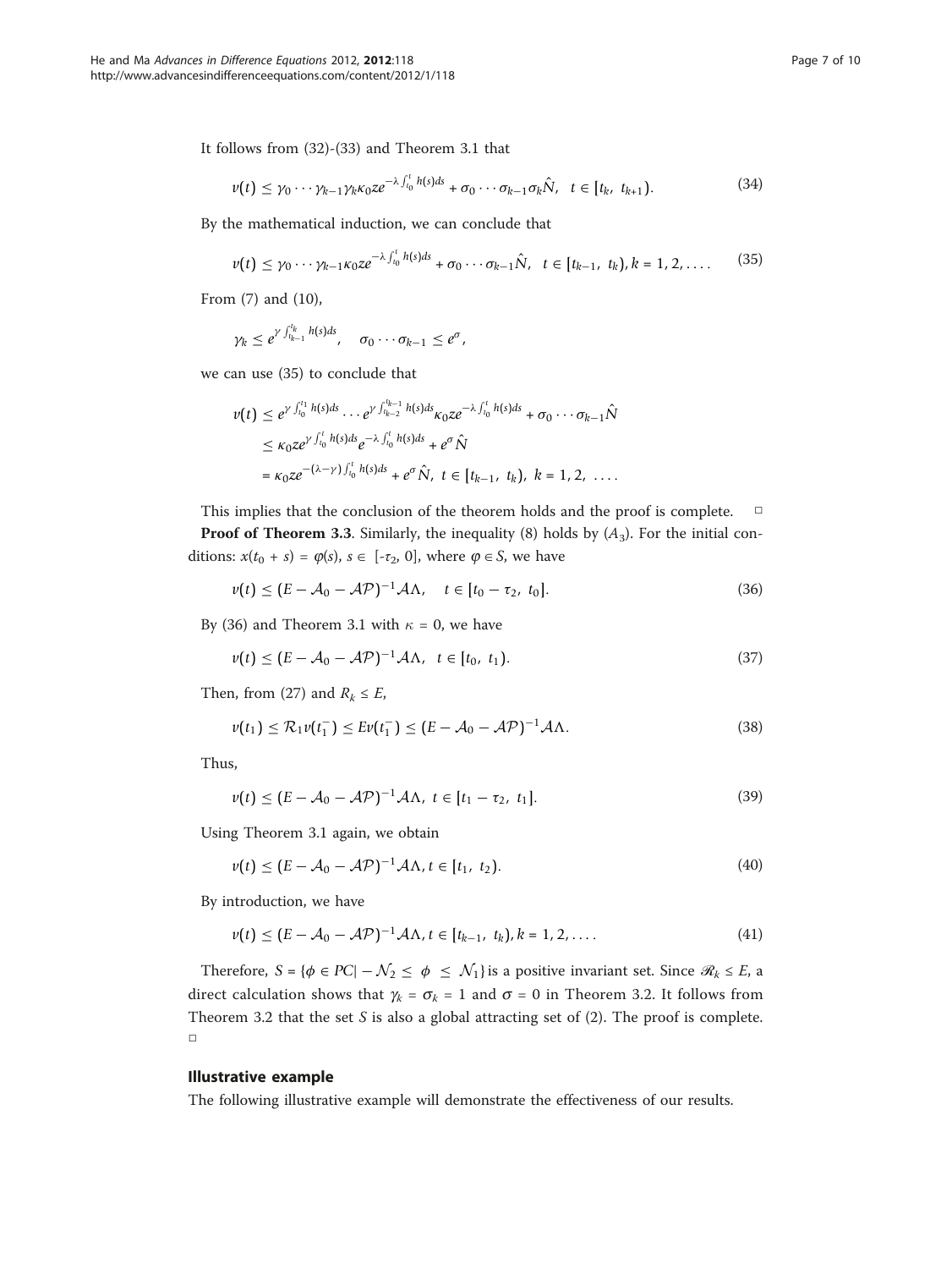It follows from (32)-(33) and Theorem 3.1 that

$$v(t) \leq \gamma_0 \cdots \gamma_{k-1}\gamma_k \kappa_0 z e^{-\lambda \int_{t_0}^{t} h(s)ds} + \sigma_0 \cdots \sigma_{k-1}\sigma_k \hat{N}, \quad t \in [t_k,\ t_{k+1}). \tag{34}$$

By the mathematical induction, we can conclude that

$$v(t) \leq \gamma_0 \cdots \gamma_{k-1} \kappa_0 z e^{-\lambda \int_{t_0}^{t} h(s)ds} + \sigma_0 \cdots \sigma_{k-1} \hat{N}, \quad t \in [t_{k-1},\ t_k), k = 1, 2, \ldots. \tag{35}$$

From (7) and (10),

$$\gamma_k \leq e^{\gamma \int_{t_{k-1}}^{t_k} h(s)ds}, \quad \sigma_0 \cdots \sigma_{k-1} \leq e^{\sigma},$$

we can use (35) to conclude that

$$\begin{aligned} v(t) &\leq e^{\gamma \int_{t_0}^{t_1} h(s)ds} \cdots e^{\gamma \int_{t_{k-2}}^{t_{k-1}} h(s)ds} \kappa_0 z e^{-\lambda \int_{t_0}^{t} h(s)ds} + \sigma_0 \cdots \sigma_{k-1} \hat{N} \\ &\leq \kappa_0 z e^{\gamma \int_{t_0}^{t} h(s)ds} e^{-\lambda \int_{t_0}^{t} h(s)ds} + e^{\sigma} \hat{N} \\ &= \kappa_0 z e^{-(\lambda - \gamma) \int_{t_0}^{t} h(s)ds} + e^{\sigma} \hat{N},\ t \in [t_{k-1},\ t_k),\ k = 1, 2,\ \ldots. \end{aligned}$$

This implies that the conclusion of the theorem holds and the proof is complete. □

**Proof of Theorem 3.3**. Similarly, the inequality (8) holds by $(A_3)$. For the initial conditions: $x(t_0 + s) = \varphi(s)$, $s \in [-\tau_2, 0]$, where $\varphi \in S$, we have

$$v(t) \leq (E - \mathcal{A}_0 - \mathcal{A}\mathcal{P})^{-1} \mathcal{A}\Lambda, \quad t \in [t_0 - \tau_2,\ t_0]. \tag{36}$$

By (36) and Theorem 3.1 with $\kappa = 0$, we have

$$v(t) \leq (E - \mathcal{A}_0 - \mathcal{A}\mathcal{P})^{-1} \mathcal{A}\Lambda, \quad t \in [t_0,\ t_1). \tag{37}$$

Then, from (27) and $R_k \leq E$,

$$v(t_1) \leq \mathcal{R}_1 v(t_1^-) \leq E v(t_1^-) \leq (E - \mathcal{A}_0 - \mathcal{A}\mathcal{P})^{-1} \mathcal{A}\Lambda. \tag{38}$$

Thus,

$$v(t) \leq (E - \mathcal{A}_0 - \mathcal{A}\mathcal{P})^{-1} \mathcal{A}\Lambda,\ t \in [t_1 - \tau_2,\ t_1]. \tag{39}$$

Using Theorem 3.1 again, we obtain

$$v(t) \leq (E - \mathcal{A}_0 - \mathcal{A}\mathcal{P})^{-1} \mathcal{A}\Lambda, t \in [t_1,\ t_2). \tag{40}$$

By introduction, we have

$$v(t) \leq (E - \mathcal{A}_0 - \mathcal{A}\mathcal{P})^{-1} \mathcal{A}\Lambda, t \in [t_{k-1},\ t_k), k = 1, 2, \ldots. \tag{41}$$

Therefore, $S = \{\phi \in PC| -\mathcal{N}_2 \leq \phi \leq \mathcal{N}_1\}$ is a positive invariant set. Since $\mathscr{R}_k \leq E$, a direct calculation shows that $\gamma_k = \sigma_k = 1$ and $\sigma = 0$ in Theorem 3.2. It follows from Theorem 3.2 that the set $S$ is also a global attracting set of (2). The proof is complete. □

## Illustrative example

The following illustrative example will demonstrate the effectiveness of our results.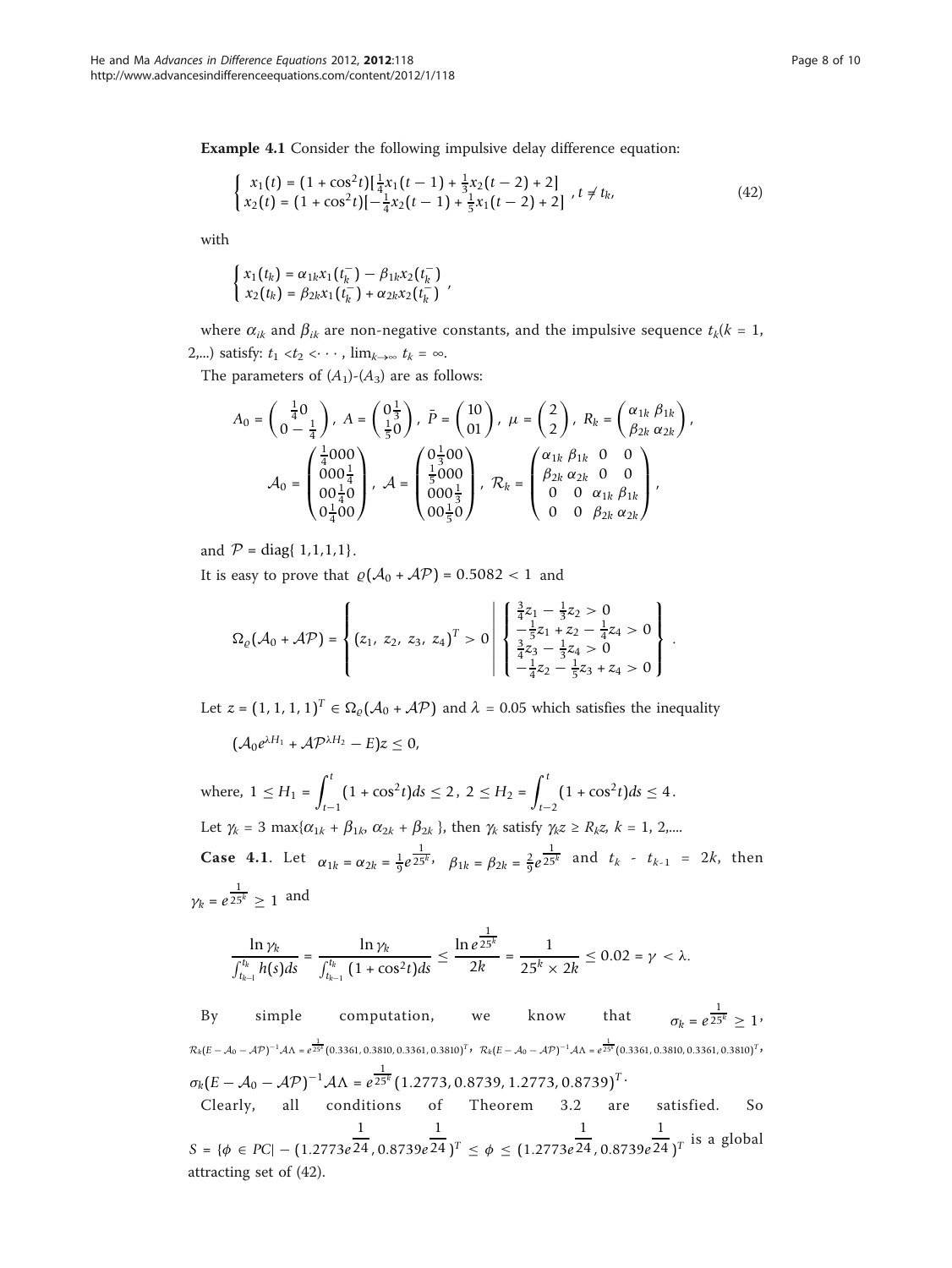**Example 4.1** Consider the following impulsive delay difference equation:

$$\begin{cases} x_1(t) = (1+\cos^2 t)[\frac{1}{4}x_1(t-1) + \frac{1}{3}x_2(t-2) + 2] \\ x_2(t) = (1+\cos^2 t)[-\frac{1}{4}x_2(t-1) + \frac{1}{5}x_1(t-2) + 2] \end{cases}, t \neq t_k, \tag{42}$$

with

$$\begin{cases} x_1(t_k) = \alpha_{1k}x_1(t_k^-) - \beta_{1k}x_2(t_k^-) \\ x_2(t_k) = \beta_{2k}x_1(t_k^-) + \alpha_{2k}x_2(t_k^-) \end{cases},$$

where $\alpha_{ik}$ and $\beta_{ik}$ are non-negative constants, and the impulsive sequence $t_k(k = 1, 2,...)$ satisfy: $t_1 < t_2 < \cdots$, $\lim_{k\to\infty} t_k = \infty$.

The parameters of $(A_1)$-$(A_3)$ are as follows:

$$A_0 = \begin{pmatrix} \frac{1}{4} & 0 \\ 0 & -\frac{1}{4} \end{pmatrix},\ A = \begin{pmatrix} 0 & \frac{1}{3} \\ \frac{1}{5} & 0 \end{pmatrix},\ \bar{P} = \begin{pmatrix} 1 & 0 \\ 0 & 1 \end{pmatrix},\ \mu = \begin{pmatrix} 2 \\ 2 \end{pmatrix},\ R_k = \begin{pmatrix} \alpha_{1k} & \beta_{1k} \\ \beta_{2k} & \alpha_{2k} \end{pmatrix},$$

$$\mathcal{A}_0 = \begin{pmatrix} \frac{1}{4} & 0 & 0 & 0 \\ 0 & 0 & 0 & \frac{1}{4} \\ 0 & 0 & \frac{1}{4} & 0 \\ 0 & \frac{1}{4} & 0 & 0 \end{pmatrix},\ \mathcal{A} = \begin{pmatrix} 0 & \frac{1}{3} & 0 & 0 \\ \frac{1}{5} & 0 & 0 & 0 \\ 0 & 0 & 0 & \frac{1}{3} \\ 0 & 0 & \frac{1}{5} & 0 \end{pmatrix},\ \mathcal{R}_k = \begin{pmatrix} \alpha_{1k} & \beta_{1k} & 0 & 0 \\ \beta_{2k} & \alpha_{2k} & 0 & 0 \\ 0 & 0 & \alpha_{1k} & \beta_{1k} \\ 0 & 0 & \beta_{2k} & \alpha_{2k} \end{pmatrix},$$

and $\mathcal{P} = \text{diag}\{1,1,1,1\}$.

It is easy to prove that $\varrho(\mathcal{A}_0 + \mathcal{A}\mathcal{P}) = 0.5082 < 1$ and

$$\Omega_\varrho(\mathcal{A}_0 + \mathcal{A}\mathcal{P}) = \left\{ (z_1,\ z_2,\ z_3,\ z_4)^T > 0 \ \middle|\ \begin{cases} \frac{3}{4}z_1 - \frac{1}{3}z_2 > 0 \\ -\frac{1}{5}z_1 + z_2 - \frac{1}{4}z_4 > 0 \\ \frac{3}{4}z_3 - \frac{1}{3}z_4 > 0 \\ -\frac{1}{4}z_2 - \frac{1}{5}z_3 + z_4 > 0 \end{cases} \right\}.$$

Let $z = (1, 1, 1, 1)^T \in \Omega_\varrho(\mathcal{A}_0 + \mathcal{A}\mathcal{P})$ and $\lambda = 0.05$ which satisfies the inequality

$$(\mathcal{A}_0 e^{\lambda H_1} + \mathcal{A}\mathcal{P}^{\lambda H_2} - E)z \leq 0,$$

where, $1 \leq H_1 = \int_{t-1}^{t} (1+\cos^2 t)ds \leq 2$, $2 \leq H_2 = \int_{t-2}^{t} (1+\cos^2 t)ds \leq 4$.

Let $\gamma_k = 3\max\{\alpha_{1k} + \beta_{1k},\ \alpha_{2k} + \beta_{2k}\}$, then $\gamma_k$ satisfy $\gamma_k z \geq R_k z$, $k = 1, 2,....$

**Case 4.1**. Let $\alpha_{1k} = \alpha_{2k} = \frac{1}{9}e^{\frac{1}{25^k}}$, $\beta_{1k} = \beta_{2k} = \frac{2}{9}e^{\frac{1}{25^k}}$ and $t_k - t_{k-1} = 2k$, then $\gamma_k = e^{\frac{1}{25^k}} \geq 1$ and

$$\frac{\ln \gamma_k}{\int_{t_{k-1}}^{t_k} h(s)ds} = \frac{\ln \gamma_k}{\int_{t_{k-1}}^{t_k} (1+\cos^2 t)ds} \leq \frac{\ln e^{\frac{1}{25^k}}}{2k} = \frac{1}{25^k \times 2k} \leq 0.02 = \gamma < \lambda.$$

By simple computation, we know that $\sigma_k = e^{\frac{1}{25^k}} \geq 1$,
$\mathcal{R}_k(E - \mathcal{A}_0 - \mathcal{A}\mathcal{P})^{-1}\mathcal{A}\Lambda = e^{\frac{1}{25^k}}(0.3361, 0.3810, 0.3361, 0.3810)^T$, $\mathcal{R}_k(E - \mathcal{A}_0 - \mathcal{A}\mathcal{P})^{-1}\mathcal{A}\Lambda = e^{\frac{1}{25^k}}(0.3361, 0.3810, 0.3361, 0.3810)^T$,

$\sigma_k(E - \mathcal{A}_0 - \mathcal{A}\mathcal{P})^{-1}\mathcal{A}\Lambda = e^{\frac{1}{25^k}}(1.2773, 0.8739, 1.2773, 0.8739)^T$.

Clearly, all conditions of Theorem 3.2 are satisfied. So $S = \{\phi \in PC \mid -(1.2773e^{\frac{1}{24}}, 0.8739e^{\frac{1}{24}})^T \leq \phi \leq (1.2773e^{\frac{1}{24}}, 0.8739e^{\frac{1}{24}})^T$ is a global attracting set of (42).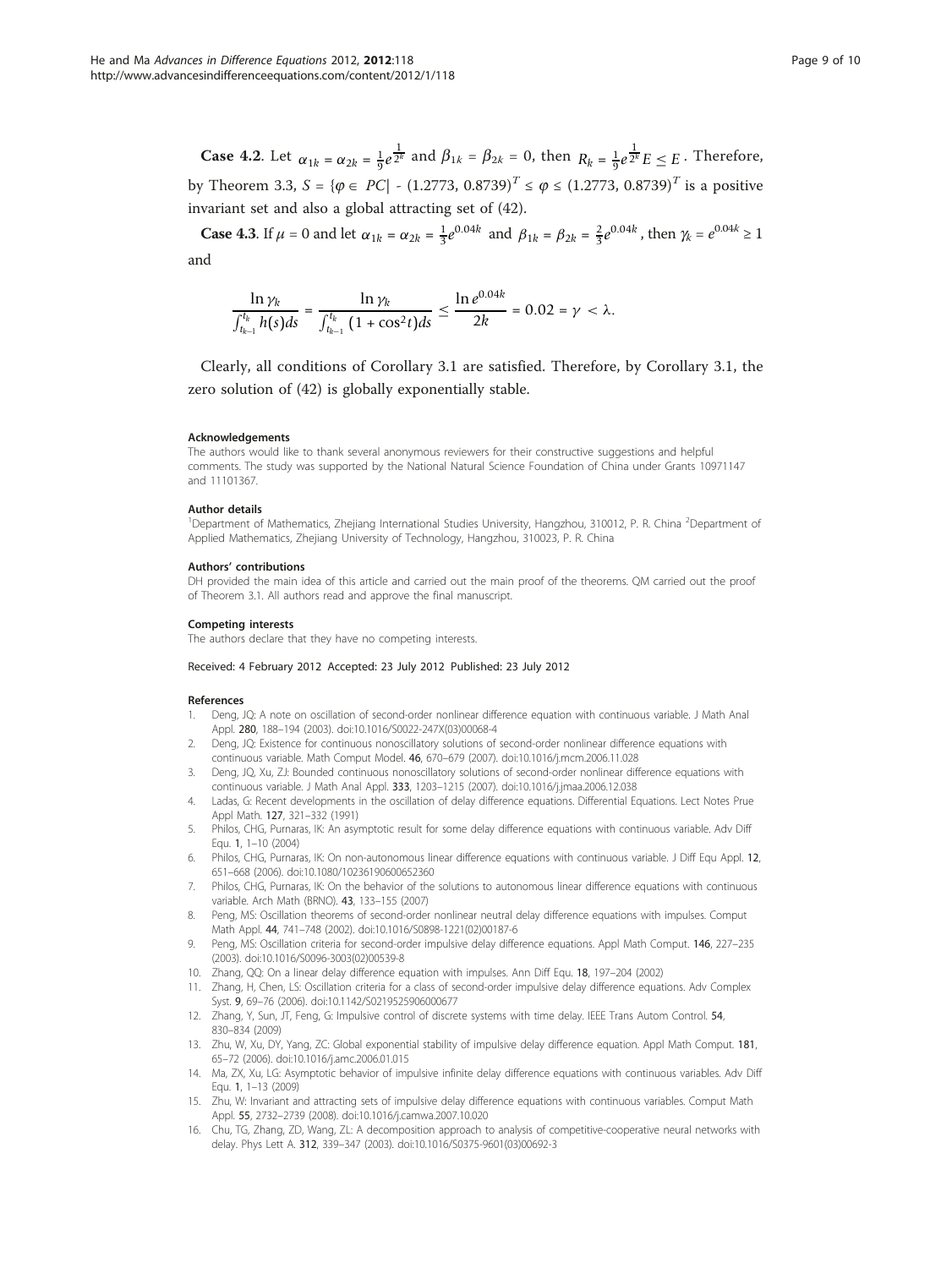**Case 4.2**. Let $\alpha_{1k} = \alpha_{2k} = \frac{1}{9}e^{\frac{1}{2^k}}$ and $\beta_{1k} = \beta_{2k} = 0$, then $R_k = \frac{1}{9}e^{\frac{1}{2^k}}E \leq E$. Therefore, by Theorem 3.3, $S = \{\varphi \in PC| - (1.2773, 0.8739)^T \leq \varphi \leq (1.2773, 0.8739)^T$ is a positive invariant set and also a global attracting set of (42).

**Case 4.3**. If $\mu = 0$ and let $\alpha_{1k} = \alpha_{2k} = \frac{1}{3}e^{0.04k}$ and $\beta_{1k} = \beta_{2k} = \frac{2}{3}e^{0.04k}$, then $\gamma_k = e^{0.04k} \geq 1$ and

$$\frac{\ln \gamma_k}{\int_{t_{k-1}}^{t_k} h(s)ds} = \frac{\ln \gamma_k}{\int_{t_{k-1}}^{t_k} (1 + \cos^2 t)ds} \leq \frac{\ln e^{0.04k}}{2k} = 0.02 = \gamma < \lambda.$$

Clearly, all conditions of Corollary 3.1 are satisfied. Therefore, by Corollary 3.1, the zero solution of (42) is globally exponentially stable.

#### Acknowledgements
The authors would like to thank several anonymous reviewers for their constructive suggestions and helpful comments. The study was supported by the National Natural Science Foundation of China under Grants 10971147 and 11101367.

#### Author details
[1]Department of Mathematics, Zhejiang International Studies University, Hangzhou, 310012, P. R. China [2]Department of Applied Mathematics, Zhejiang University of Technology, Hangzhou, 310023, P. R. China

#### Authors' contributions
DH provided the main idea of this article and carried out the main proof of the theorems. QM carried out the proof of Theorem 3.1. All authors read and approve the final manuscript.

#### Competing interests
The authors declare that they have no competing interests.

Received: 4 February 2012 Accepted: 23 July 2012 Published: 23 July 2012

#### References
1. Deng, JQ: A note on oscillation of second-order nonlinear difference equation with continuous variable. J Math Anal Appl. **280**, 188–194 (2003). doi:10.1016/S0022-247X(03)00068-4
2. Deng, JQ: Existence for continuous nonoscillatory solutions of second-order nonlinear difference equations with continuous variable. Math Comput Model. **46**, 670–679 (2007). doi:10.1016/j.mcm.2006.11.028
3. Deng, JQ, Xu, ZJ: Bounded continuous nonoscillatory solutions of second-order nonlinear difference equations with continuous variable. J Math Anal Appl. **333**, 1203–1215 (2007). doi:10.1016/j.jmaa.2006.12.038
4. Ladas, G: Recent developments in the oscillation of delay difference equations. Differential Equations. Lect Notes Prue Appl Math. **127**, 321–332 (1991)
5. Philos, CHG, Purnaras, IK: An asymptotic result for some delay difference equations with continuous variable. Adv Diff Equ. **1**, 1–10 (2004)
6. Philos, CHG, Purnaras, IK: On non-autonomous linear difference equations with continuous variable. J Diff Equ Appl. **12**, 651–668 (2006). doi:10.1080/10236190600652360
7. Philos, CHG, Purnaras, IK: On the behavior of the solutions to autonomous linear difference equations with continuous variable. Arch Math (BRNO). **43**, 133–155 (2007)
8. Peng, MS: Oscillation theorems of second-order nonlinear neutral delay difference equations with impulses. Comput Math Appl. **44**, 741–748 (2002). doi:10.1016/S0898-1221(02)00187-6
9. Peng, MS: Oscillation criteria for second-order impulsive delay difference equations. Appl Math Comput. **146**, 227–235 (2003). doi:10.1016/S0096-3003(02)00539-8
10. Zhang, QQ: On a linear delay difference equation with impulses. Ann Diff Equ. **18**, 197–204 (2002)
11. Zhang, H, Chen, LS: Oscillation criteria for a class of second-order impulsive delay difference equations. Adv Complex Syst. **9**, 69–76 (2006). doi:10.1142/S0219525906000677
12. Zhang, Y, Sun, JT, Feng, G: Impulsive control of discrete systems with time delay. IEEE Trans Autom Control. **54**, 830–834 (2009)
13. Zhu, W, Xu, DY, Yang, ZC: Global exponential stability of impulsive delay difference equation. Appl Math Comput. **181**, 65–72 (2006). doi:10.1016/j.amc.2006.01.015
14. Ma, ZX, Xu, LG: Asymptotic behavior of impulsive infinite delay difference equations with continuous variables. Adv Diff Equ. **1**, 1–13 (2009)
15. Zhu, W: Invariant and attracting sets of impulsive delay difference equations with continuous variables. Comput Math Appl. **55**, 2732–2739 (2008). doi:10.1016/j.camwa.2007.10.020
16. Chu, TG, Zhang, ZD, Wang, ZL: A decomposition approach to analysis of competitive-cooperative neural networks with delay. Phys Lett A. **312**, 339–347 (2003). doi:10.1016/S0375-9601(03)00692-3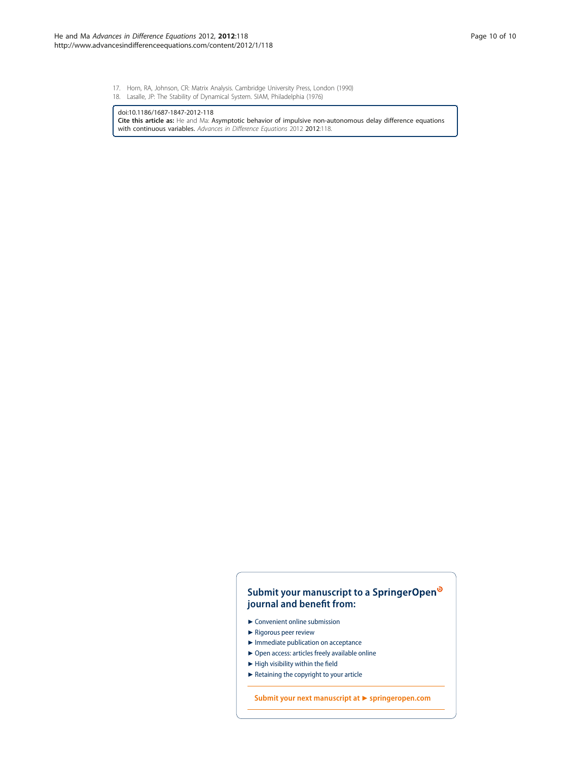17. Horn, RA, Johnson, CR: Matrix Analysis. Cambridge University Press, London (1990)
18. Lasalle, JP: The Stability of Dynamical System. SIAM, Philadelphia (1976)

doi:10.1186/1687-1847-2012-118
**Cite this article as:** He and Ma: Asymptotic behavior of impulsive non-autonomous delay difference equations with continuous variables. *Advances in Difference Equations* 2012 **2012**:118.

**Submit your manuscript to a SpringerOpen journal and benefit from:**

- ► Convenient online submission
- ► Rigorous peer review
- ► Immediate publication on acceptance
- ► Open access: articles freely available online
- ► High visibility within the field
- ► Retaining the copyright to your article

**Submit your next manuscript at ► springeropen.com**